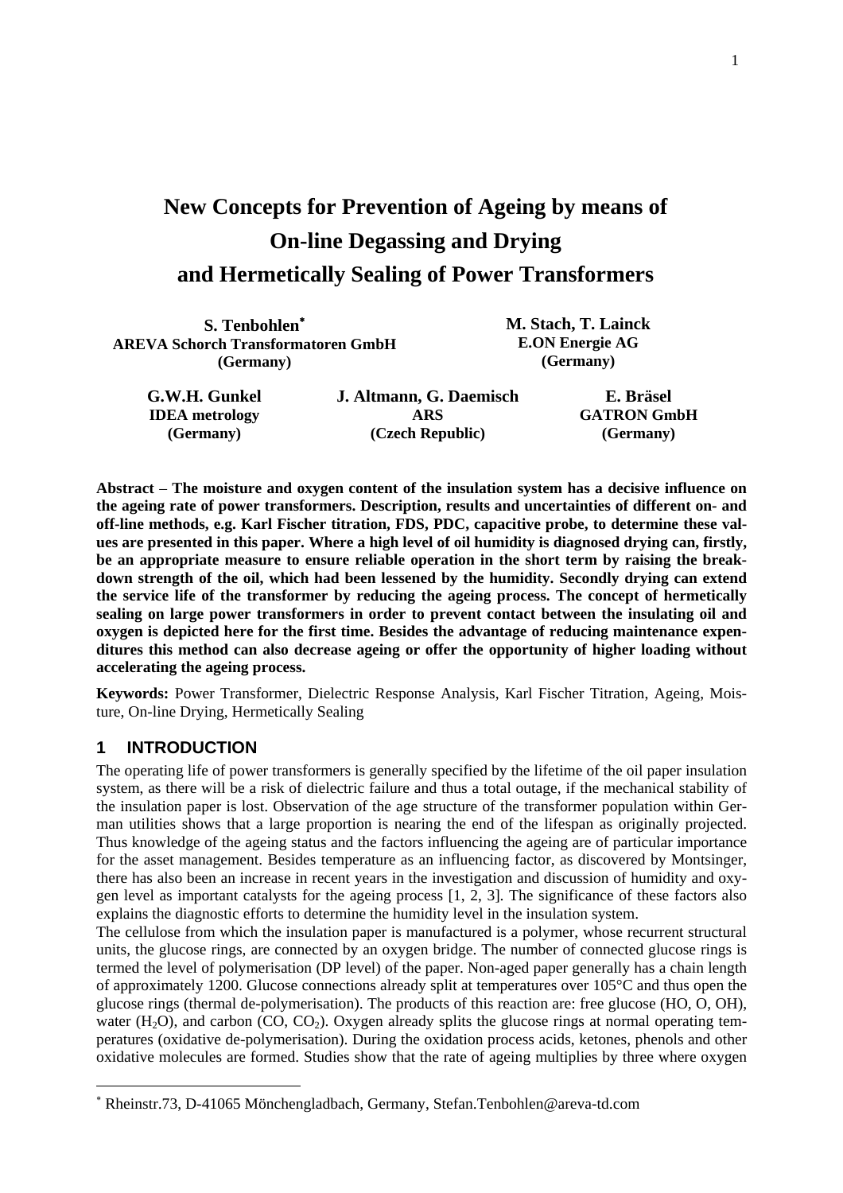# New Concepts for Prevention of Ageing by means of On-line Degassing and Drying and Hermetically Sealing of Power Transformers

**S. Tenbohlen***
**AREVA Schorch Transformatoren GmbH**
**(Germany)**

**M. Stach, T. Lainck**
**E.ON Energie AG**
**(Germany)**

**G.W.H. Gunkel**
**IDEA metrology**
**(Germany)**

**J. Altmann, G. Daemisch**
**ARS**
**(Czech Republic)**

**E. Bräsel**
**GATRON GmbH**
**(Germany)**

**Abstract – The moisture and oxygen content of the insulation system has a decisive influence on the ageing rate of power transformers. Description, results and uncertainties of different on- and off-line methods, e.g. Karl Fischer titration, FDS, PDC, capacitive probe, to determine these values are presented in this paper. Where a high level of oil humidity is diagnosed drying can, firstly, be an appropriate measure to ensure reliable operation in the short term by raising the breakdown strength of the oil, which had been lessened by the humidity. Secondly drying can extend the service life of the transformer by reducing the ageing process. The concept of hermetically sealing on large power transformers in order to prevent contact between the insulating oil and oxygen is depicted here for the first time. Besides the advantage of reducing maintenance expenditures this method can also decrease ageing or offer the opportunity of higher loading without accelerating the ageing process.**

**Keywords:** Power Transformer, Dielectric Response Analysis, Karl Fischer Titration, Ageing, Moisture, On-line Drying, Hermetically Sealing

## 1 INTRODUCTION

The operating life of power transformers is generally specified by the lifetime of the oil paper insulation system, as there will be a risk of dielectric failure and thus a total outage, if the mechanical stability of the insulation paper is lost. Observation of the age structure of the transformer population within German utilities shows that a large proportion is nearing the end of the lifespan as originally projected. Thus knowledge of the ageing status and the factors influencing the ageing are of particular importance for the asset management. Besides temperature as an influencing factor, as discovered by Montsinger, there has also been an increase in recent years in the investigation and discussion of humidity and oxygen level as important catalysts for the ageing process [1, 2, 3]. The significance of these factors also explains the diagnostic efforts to determine the humidity level in the insulation system.

The cellulose from which the insulation paper is manufactured is a polymer, whose recurrent structural units, the glucose rings, are connected by an oxygen bridge. The number of connected glucose rings is termed the level of polymerisation (DP level) of the paper. Non-aged paper generally has a chain length of approximately 1200. Glucose connections already split at temperatures over 105°C and thus open the glucose rings (thermal de-polymerisation). The products of this reaction are: free glucose (HO, O, OH), water ($H_2O$), and carbon (CO, $CO_2$). Oxygen already splits the glucose rings at normal operating temperatures (oxidative de-polymerisation). During the oxidation process acids, ketones, phenols and other oxidative molecules are formed. Studies show that the rate of ageing multiplies by three where oxygen

---

* Rheinstr.73, D-41065 Mönchengladbach, Germany, Stefan.Tenbohlen@areva-td.com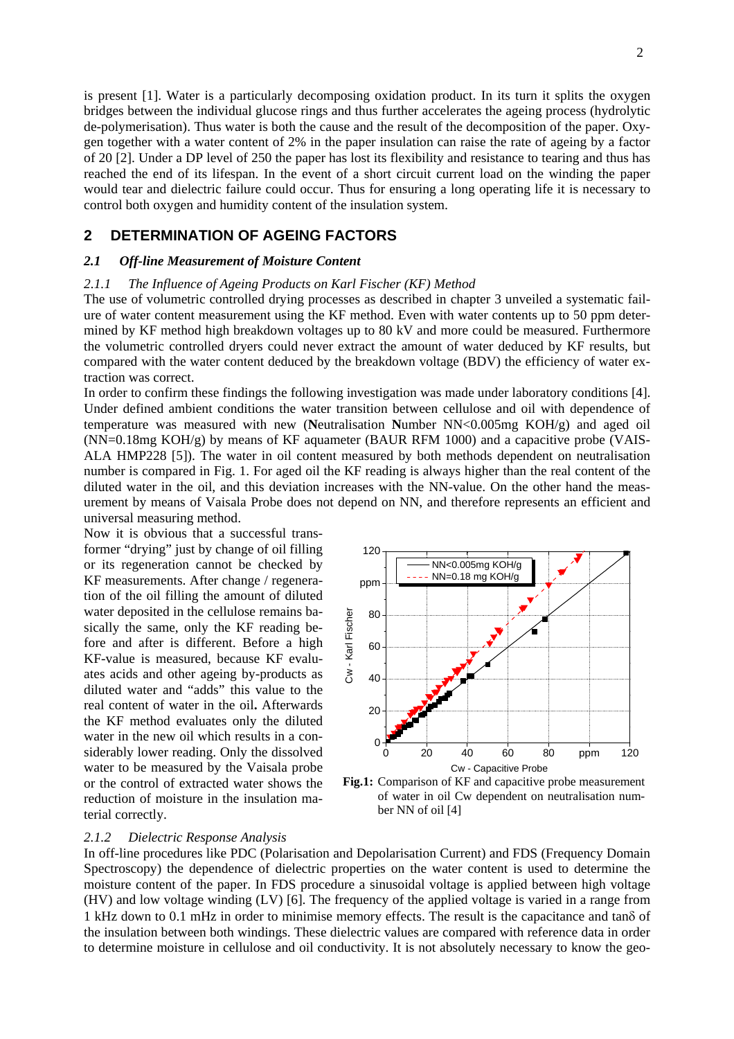is present [1]. Water is a particularly decomposing oxidation product. In its turn it splits the oxygen bridges between the individual glucose rings and thus further accelerates the ageing process (hydrolytic de-polymerisation). Thus water is both the cause and the result of the decomposition of the paper. Oxygen together with a water content of 2% in the paper insulation can raise the rate of ageing by a factor of 20 [2]. Under a DP level of 250 the paper has lost its flexibility and resistance to tearing and thus has reached the end of its lifespan. In the event of a short circuit current load on the winding the paper would tear and dielectric failure could occur. Thus for ensuring a long operating life it is necessary to control both oxygen and humidity content of the insulation system.

## 2 DETERMINATION OF AGEING FACTORS

### *2.1 Off-line Measurement of Moisture Content*

#### *2.1.1 The Influence of Ageing Products on Karl Fischer (KF) Method*

The use of volumetric controlled drying processes as described in chapter 3 unveiled a systematic failure of water content measurement using the KF method. Even with water contents up to 50 ppm determined by KF method high breakdown voltages up to 80 kV and more could be measured. Furthermore the volumetric controlled dryers could never extract the amount of water deduced by KF results, but compared with the water content deduced by the breakdown voltage (BDV) the efficiency of water extraction was correct.

In order to confirm these findings the following investigation was made under laboratory conditions [4]. Under defined ambient conditions the water transition between cellulose and oil with dependence of temperature was measured with new (**N**eutralisation **N**umber NN<0.005mg KOH/g) and aged oil (NN=0.18mg KOH/g) by means of KF aquameter (BAUR RFM 1000) and a capacitive probe (VAISALA HMP228 [5]). The water in oil content measured by both methods dependent on neutralisation number is compared in Fig. 1. For aged oil the KF reading is always higher than the real content of the diluted water in the oil, and this deviation increases with the NN-value. On the other hand the measurement by means of Vaisala Probe does not depend on NN, and therefore represents an efficient and universal measuring method.

Now it is obvious that a successful transformer "drying" just by change of oil filling or its regeneration cannot be checked by KF measurements. After change / regeneration of the oil filling the amount of diluted water deposited in the cellulose remains basically the same, only the KF reading before and after is different. Before a high KF-value is measured, because KF evaluates acids and other ageing by-products as diluted water and "adds" this value to the real content of water in the oil**.** Afterwards the KF method evaluates only the diluted water in the new oil which results in a considerably lower reading. Only the dissolved water to be measured by the Vaisala probe or the control of extracted water shows the reduction of moisture in the insulation material correctly.

**Fig.1:** Comparison of KF and capacitive probe measurement of water in oil Cw dependent on neutralisation number NN of oil [4]

#### *2.1.2 Dielectric Response Analysis*

In off-line procedures like PDC (Polarisation and Depolarisation Current) and FDS (Frequency Domain Spectroscopy) the dependence of dielectric properties on the water content is used to determine the moisture content of the paper. In FDS procedure a sinusoidal voltage is applied between high voltage (HV) and low voltage winding (LV) [6]. The frequency of the applied voltage is varied in a range from 1 kHz down to 0.1 mHz in order to minimise memory effects. The result is the capacitance and tanδ of the insulation between both windings. These dielectric values are compared with reference data in order to determine moisture in cellulose and oil conductivity. It is not absolutely necessary to know the geo-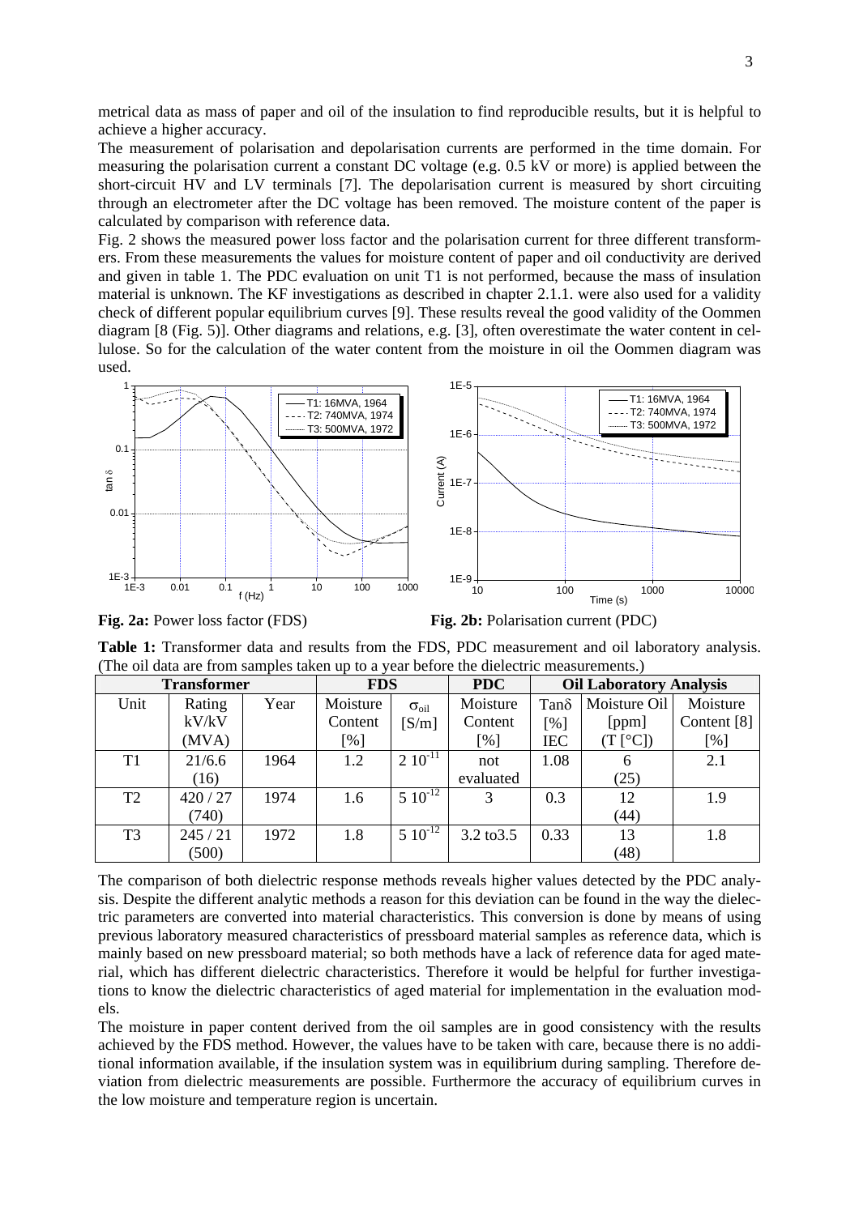metrical data as mass of paper and oil of the insulation to find reproducible results, but it is helpful to achieve a higher accuracy.

The measurement of polarisation and depolarisation currents are performed in the time domain. For measuring the polarisation current a constant DC voltage (e.g. 0.5 kV or more) is applied between the short-circuit HV and LV terminals [7]. The depolarisation current is measured by short circuiting through an electrometer after the DC voltage has been removed. The moisture content of the paper is calculated by comparison with reference data.

Fig. 2 shows the measured power loss factor and the polarisation current for three different transformers. From these measurements the values for moisture content of paper and oil conductivity are derived and given in table 1. The PDC evaluation on unit T1 is not performed, because the mass of insulation material is unknown. The KF investigations as described in chapter 2.1.1. were also used for a validity check of different popular equilibrium curves [9]. These results reveal the good validity of the Oommen diagram [8 (Fig. 5)]. Other diagrams and relations, e.g. [3], often overestimate the water content in cellulose. So for the calculation of the water content from the moisture in oil the Oommen diagram was used.

**Fig. 2a:** Power loss factor (FDS)

**Fig. 2b:** Polarisation current (PDC)

**Table 1:** Transformer data and results from the FDS, PDC measurement and oil laboratory analysis. (The oil data are from samples taken up to a year before the dielectric measurements.)

| Transformer | | | FDS | | PDC | Oil Laboratory Analysis | | |
|---|---|---|---|---|---|---|---|---|
| Unit | Rating kV/kV (MVA) | Year | Moisture Content [%] | $\sigma_{oil}$ [S/m] | Moisture Content [%] | Tanδ [%] IEC | Moisture Oil [ppm] (T [°C]) | Moisture Content [8] [%] |
| T1 | 21/6.6 (16) | 1964 | 1.2 | $2\ 10^{-11}$ | not evaluated | 1.08 | 6 (25) | 2.1 |
| T2 | 420 / 27 (740) | 1974 | 1.6 | $5\ 10^{-12}$ | 3 | 0.3 | 12 (44) | 1.9 |
| T3 | 245 / 21 (500) | 1972 | 1.8 | $5\ 10^{-12}$ | 3.2 to3.5 | 0.33 | 13 (48) | 1.8 |

The comparison of both dielectric response methods reveals higher values detected by the PDC analysis. Despite the different analytic methods a reason for this deviation can be found in the way the dielectric parameters are converted into material characteristics. This conversion is done by means of using previous laboratory measured characteristics of pressboard material samples as reference data, which is mainly based on new pressboard material; so both methods have a lack of reference data for aged material, which has different dielectric characteristics. Therefore it would be helpful for further investigations to know the dielectric characteristics of aged material for implementation in the evaluation models.

The moisture in paper content derived from the oil samples are in good consistency with the results achieved by the FDS method. However, the values have to be taken with care, because there is no additional information available, if the insulation system was in equilibrium during sampling. Therefore deviation from dielectric measurements are possible. Furthermore the accuracy of equilibrium curves in the low moisture and temperature region is uncertain.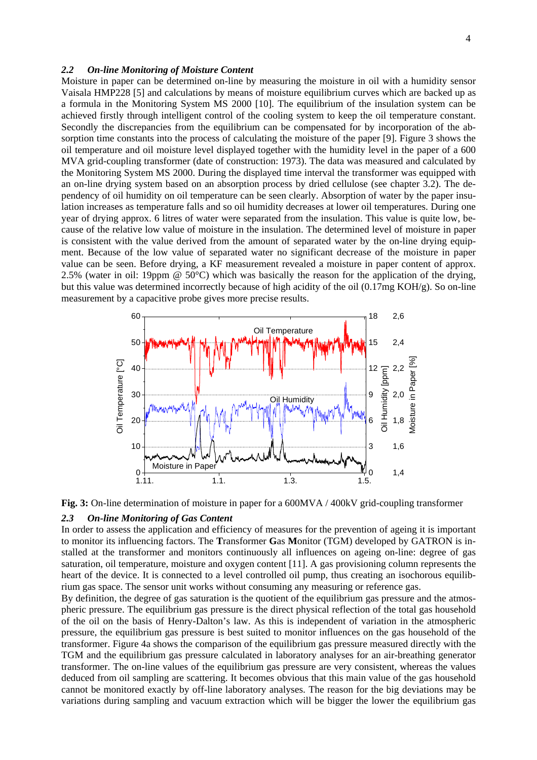### 2.2 On-line Monitoring of Moisture Content

Moisture in paper can be determined on-line by measuring the moisture in oil with a humidity sensor Vaisala HMP228 [5] and calculations by means of moisture equilibrium curves which are backed up as a formula in the Monitoring System MS 2000 [10]. The equilibrium of the insulation system can be achieved firstly through intelligent control of the cooling system to keep the oil temperature constant. Secondly the discrepancies from the equilibrium can be compensated for by incorporation of the absorption time constants into the process of calculating the moisture of the paper [9]. Figure 3 shows the oil temperature and oil moisture level displayed together with the humidity level in the paper of a 600 MVA grid-coupling transformer (date of construction: 1973). The data was measured and calculated by the Monitoring System MS 2000. During the displayed time interval the transformer was equipped with an on-line drying system based on an absorption process by dried cellulose (see chapter 3.2). The dependency of oil humidity on oil temperature can be seen clearly. Absorption of water by the paper insulation increases as temperature falls and so oil humidity decreases at lower oil temperatures. During one year of drying approx. 6 litres of water were separated from the insulation. This value is quite low, because of the relative low value of moisture in the insulation. The determined level of moisture in paper is consistent with the value derived from the amount of separated water by the on-line drying equipment. Because of the low value of separated water no significant decrease of the moisture in paper value can be seen. Before drying, a KF measurement revealed a moisture in paper content of approx. 2.5% (water in oil: 19ppm @ 50°C) which was basically the reason for the application of the drying, but this value was determined incorrectly because of high acidity of the oil (0.17mg KOH/g). So on-line measurement by a capacitive probe gives more precise results.

**Fig. 3:** On-line determination of moisture in paper for a 600MVA / 400kV grid-coupling transformer

### 2.3 On-line Monitoring of Gas Content

In order to assess the application and efficiency of measures for the prevention of ageing it is important to monitor its influencing factors. The **T**ransformer **G**as **M**onitor (TGM) developed by GATRON is installed at the transformer and monitors continuously all influences on ageing on-line: degree of gas saturation, oil temperature, moisture and oxygen content [11]. A gas provisioning column represents the heart of the device. It is connected to a level controlled oil pump, thus creating an isochorous equilibrium gas space. The sensor unit works without consuming any measuring or reference gas.

By definition, the degree of gas saturation is the quotient of the equilibrium gas pressure and the atmospheric pressure. The equilibrium gas pressure is the direct physical reflection of the total gas household of the oil on the basis of Henry-Dalton's law. As this is independent of variation in the atmospheric pressure, the equilibrium gas pressure is best suited to monitor influences on the gas household of the transformer. Figure 4a shows the comparison of the equilibrium gas pressure measured directly with the TGM and the equilibrium gas pressure calculated in laboratory analyses for an air-breathing generator transformer. The on-line values of the equilibrium gas pressure are very consistent, whereas the values deduced from oil sampling are scattering. It becomes obvious that this main value of the gas household cannot be monitored exactly by off-line laboratory analyses. The reason for the big deviations may be variations during sampling and vacuum extraction which will be bigger the lower the equilibrium gas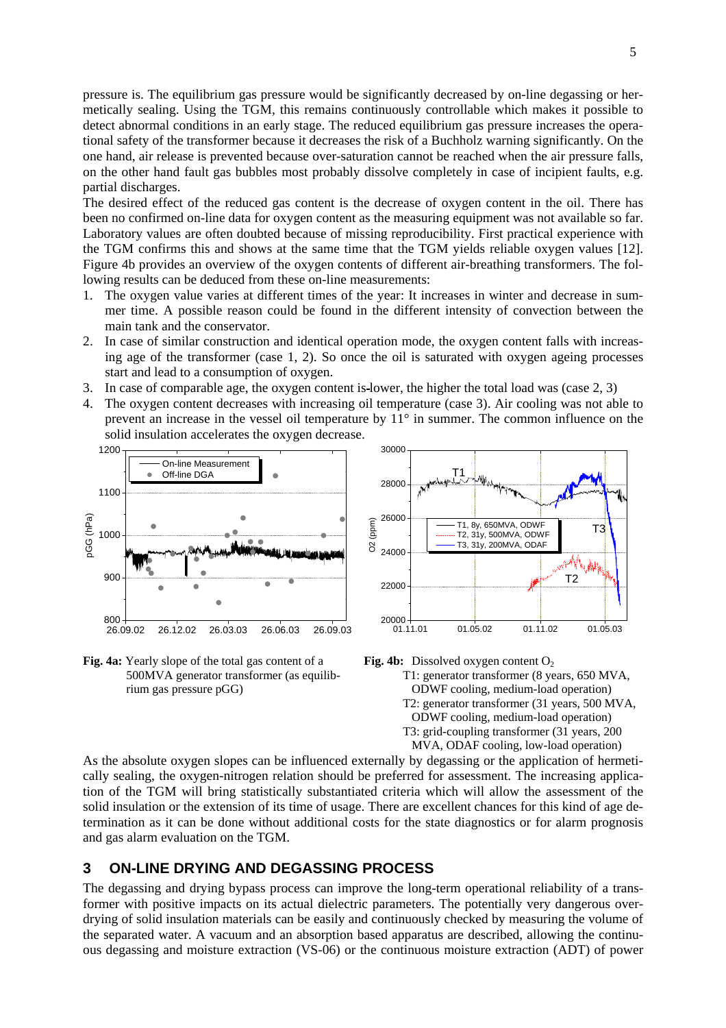pressure is. The equilibrium gas pressure would be significantly decreased by on-line degassing or hermetically sealing. Using the TGM, this remains continuously controllable which makes it possible to detect abnormal conditions in an early stage. The reduced equilibrium gas pressure increases the operational safety of the transformer because it decreases the risk of a Buchholz warning significantly. On the one hand, air release is prevented because over-saturation cannot be reached when the air pressure falls, on the other hand fault gas bubbles most probably dissolve completely in case of incipient faults, e.g. partial discharges.

The desired effect of the reduced gas content is the decrease of oxygen content in the oil. There has been no confirmed on-line data for oxygen content as the measuring equipment was not available so far. Laboratory values are often doubted because of missing reproducibility. First practical experience with the TGM confirms this and shows at the same time that the TGM yields reliable oxygen values [12]. Figure 4b provides an overview of the oxygen contents of different air-breathing transformers. The following results can be deduced from these on-line measurements:

1. The oxygen value varies at different times of the year: It increases in winter and decrease in summer time. A possible reason could be found in the different intensity of convection between the main tank and the conservator.
2. In case of similar construction and identical operation mode, the oxygen content falls with increasing age of the transformer (case 1, 2). So once the oil is saturated with oxygen ageing processes start and lead to a consumption of oxygen.
3. In case of comparable age, the oxygen content is lower, the higher the total load was (case 2, 3)
4. The oxygen content decreases with increasing oil temperature (case 3). Air cooling was not able to prevent an increase in the vessel oil temperature by 11° in summer. The common influence on the solid insulation accelerates the oxygen decrease.

**Fig. 4a:** Yearly slope of the total gas content of a 500MVA generator transformer (as equilibrium gas pressure pGG)

**Fig. 4b:** Dissolved oxygen content $O_2$
T1: generator transformer (8 years, 650 MVA, ODWF cooling, medium-load operation)
T2: generator transformer (31 years, 500 MVA, ODWF cooling, medium-load operation)
T3: grid-coupling transformer (31 years, 200 MVA, ODAF cooling, low-load operation)

As the absolute oxygen slopes can be influenced externally by degassing or the application of hermetically sealing, the oxygen-nitrogen relation should be preferred for assessment. The increasing application of the TGM will bring statistically substantiated criteria which will allow the assessment of the solid insulation or the extension of its time of usage. There are excellent chances for this kind of age determination as it can be done without additional costs for the state diagnostics or for alarm prognosis and gas alarm evaluation on the TGM.

## 3 ON-LINE DRYING AND DEGASSING PROCESS

The degassing and drying bypass process can improve the long-term operational reliability of a transformer with positive impacts on its actual dielectric parameters. The potentially very dangerous overdrying of solid insulation materials can be easily and continuously checked by measuring the volume of the separated water. A vacuum and an absorption based apparatus are described, allowing the continuous degassing and moisture extraction (VS-06) or the continuous moisture extraction (ADT) of power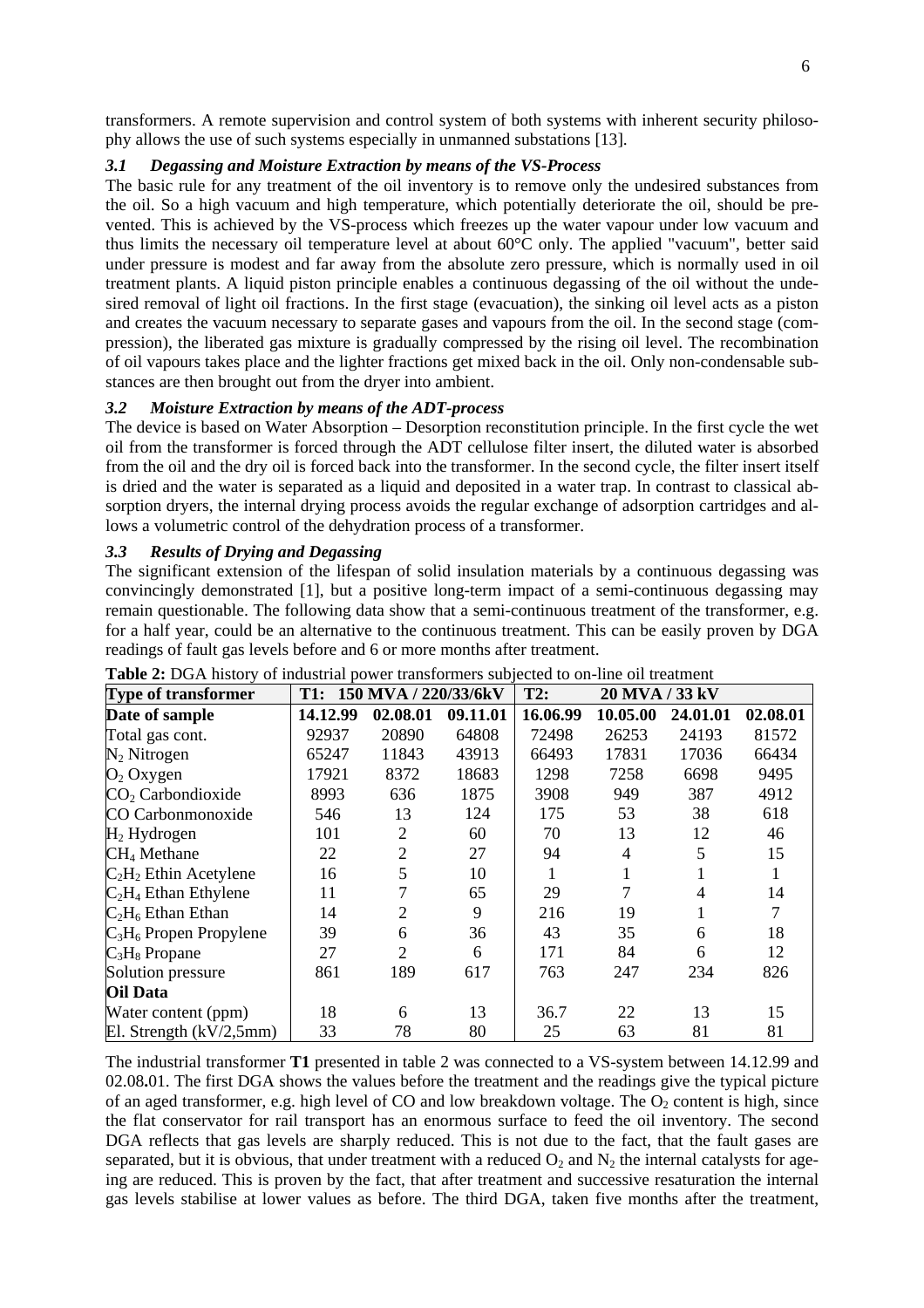transformers. A remote supervision and control system of both systems with inherent security philosophy allows the use of such systems especially in unmanned substations [13].

### *3.1 Degassing and Moisture Extraction by means of the VS-Process*

The basic rule for any treatment of the oil inventory is to remove only the undesired substances from the oil. So a high vacuum and high temperature, which potentially deteriorate the oil, should be prevented. This is achieved by the VS-process which freezes up the water vapour under low vacuum and thus limits the necessary oil temperature level at about 60°C only. The applied "vacuum", better said under pressure is modest and far away from the absolute zero pressure, which is normally used in oil treatment plants. A liquid piston principle enables a continuous degassing of the oil without the undesired removal of light oil fractions. In the first stage (evacuation), the sinking oil level acts as a piston and creates the vacuum necessary to separate gases and vapours from the oil. In the second stage (compression), the liberated gas mixture is gradually compressed by the rising oil level. The recombination of oil vapours takes place and the lighter fractions get mixed back in the oil. Only non-condensable substances are then brought out from the dryer into ambient.

### *3.2 Moisture Extraction by means of the ADT-process*

The device is based on Water Absorption – Desorption reconstitution principle. In the first cycle the wet oil from the transformer is forced through the ADT cellulose filter insert, the diluted water is absorbed from the oil and the dry oil is forced back into the transformer. In the second cycle, the filter insert itself is dried and the water is separated as a liquid and deposited in a water trap. In contrast to classical absorption dryers, the internal drying process avoids the regular exchange of adsorption cartridges and allows a volumetric control of the dehydration process of a transformer.

### *3.3 Results of Drying and Degassing*

The significant extension of the lifespan of solid insulation materials by a continuous degassing was convincingly demonstrated [1], but a positive long-term impact of a semi-continuous degassing may remain questionable. The following data show that a semi-continuous treatment of the transformer, e.g. for a half year, could be an alternative to the continuous treatment. This can be easily proven by DGA readings of fault gas levels before and 6 or more months after treatment.

**Table 2:** DGA history of industrial power transformers subjected to on-line oil treatment

| **Type of transformer** | **T1: 150 MVA / 220/33/6kV** | | | **T2: 20 MVA / 33 kV** | | | |
|---|---|---|---|---|---|---|---|
| **Date of sample** | **14.12.99** | **02.08.01** | **09.11.01** | **16.06.99** | **10.05.00** | **24.01.01** | **02.08.01** |
| Total gas cont. | 92937 | 20890 | 64808 | 72498 | 26253 | 24193 | 81572 |
| $N_2$ Nitrogen | 65247 | 11843 | 43913 | 66493 | 17831 | 17036 | 66434 |
| $O_2$ Oxygen | 17921 | 8372 | 18683 | 1298 | 7258 | 6698 | 9495 |
| $CO_2$ Carbondioxide | 8993 | 636 | 1875 | 3908 | 949 | 387 | 4912 |
| CO Carbonmonoxide | 546 | 13 | 124 | 175 | 53 | 38 | 618 |
| $H_2$ Hydrogen | 101 | 2 | 60 | 70 | 13 | 12 | 46 |
| $CH_4$ Methane | 22 | 2 | 27 | 94 | 4 | 5 | 15 |
| $C_2H_2$ Ethin Acetylene | 16 | 5 | 10 | 1 | 1 | 1 | 1 |
| $C_2H_4$ Ethan Ethylene | 11 | 7 | 65 | 29 | 7 | 4 | 14 |
| $C_2H_6$ Ethan Ethan | 14 | 2 | 9 | 216 | 19 | 1 | 7 |
| $C_3H_6$ Propen Propylene | 39 | 6 | 36 | 43 | 35 | 6 | 18 |
| $C_3H_8$ Propane | 27 | 2 | 6 | 171 | 84 | 6 | 12 |
| Solution pressure | 861 | 189 | 617 | 763 | 247 | 234 | 826 |
| **Oil Data** | | | | | | | |
| Water content (ppm) | 18 | 6 | 13 | 36.7 | 22 | 13 | 15 |
| El. Strength (kV/2,5mm) | 33 | 78 | 80 | 25 | 63 | 81 | 81 |

The industrial transformer **T1** presented in table 2 was connected to a VS-system between 14.12.99 and 02.08**.**01. The first DGA shows the values before the treatment and the readings give the typical picture of an aged transformer, e.g. high level of CO and low breakdown voltage. The $O_2$ content is high, since the flat conservator for rail transport has an enormous surface to feed the oil inventory. The second DGA reflects that gas levels are sharply reduced. This is not due to the fact, that the fault gases are separated, but it is obvious, that under treatment with a reduced $O_2$ and $N_2$ the internal catalysts for ageing are reduced. This is proven by the fact, that after treatment and successive resaturation the internal gas levels stabilise at lower values as before. The third DGA, taken five months after the treatment,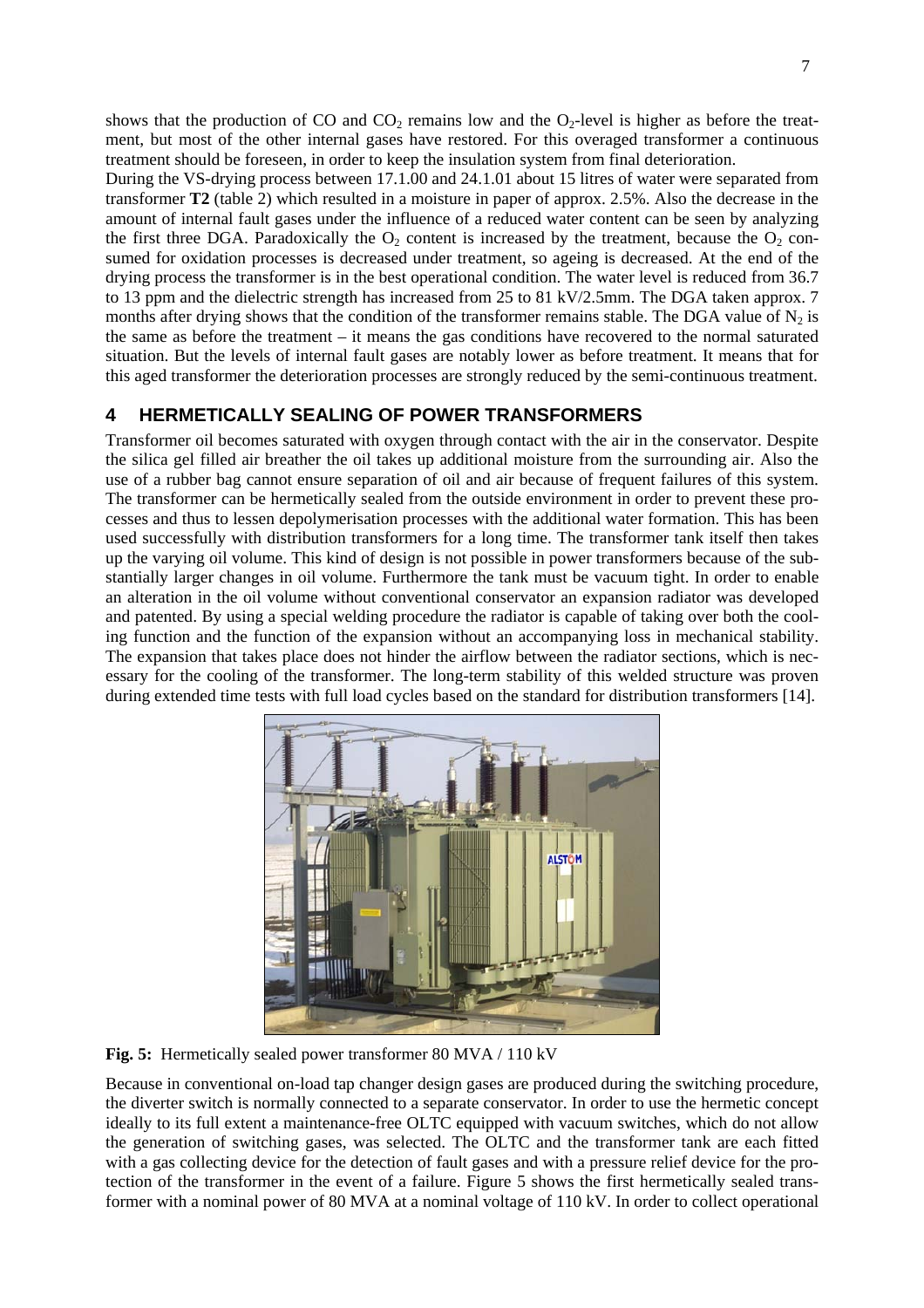shows that the production of CO and $CO_2$ remains low and the $O_2$-level is higher as before the treatment, but most of the other internal gases have restored. For this overaged transformer a continuous treatment should be foreseen, in order to keep the insulation system from final deterioration.

During the VS-drying process between 17.1.00 and 24.1.01 about 15 litres of water were separated from transformer **T2** (table 2) which resulted in a moisture in paper of approx. 2.5%. Also the decrease in the amount of internal fault gases under the influence of a reduced water content can be seen by analyzing the first three DGA. Paradoxically the $O_2$ content is increased by the treatment, because the $O_2$ consumed for oxidation processes is decreased under treatment, so ageing is decreased. At the end of the drying process the transformer is in the best operational condition. The water level is reduced from 36.7 to 13 ppm and the dielectric strength has increased from 25 to 81 kV/2.5mm. The DGA taken approx. 7 months after drying shows that the condition of the transformer remains stable. The DGA value of $N_2$ is the same as before the treatment – it means the gas conditions have recovered to the normal saturated situation. But the levels of internal fault gases are notably lower as before treatment. It means that for this aged transformer the deterioration processes are strongly reduced by the semi-continuous treatment.

## 4 HERMETICALLY SEALING OF POWER TRANSFORMERS

Transformer oil becomes saturated with oxygen through contact with the air in the conservator. Despite the silica gel filled air breather the oil takes up additional moisture from the surrounding air. Also the use of a rubber bag cannot ensure separation of oil and air because of frequent failures of this system. The transformer can be hermetically sealed from the outside environment in order to prevent these processes and thus to lessen depolymerisation processes with the additional water formation. This has been used successfully with distribution transformers for a long time. The transformer tank itself then takes up the varying oil volume. This kind of design is not possible in power transformers because of the substantially larger changes in oil volume. Furthermore the tank must be vacuum tight. In order to enable an alteration in the oil volume without conventional conservator an expansion radiator was developed and patented. By using a special welding procedure the radiator is capable of taking over both the cooling function and the function of the expansion without an accompanying loss in mechanical stability. The expansion that takes place does not hinder the airflow between the radiator sections, which is necessary for the cooling of the transformer. The long-term stability of this welded structure was proven during extended time tests with full load cycles based on the standard for distribution transformers [14].

**Fig. 5:** Hermetically sealed power transformer 80 MVA / 110 kV

Because in conventional on-load tap changer design gases are produced during the switching procedure, the diverter switch is normally connected to a separate conservator. In order to use the hermetic concept ideally to its full extent a maintenance-free OLTC equipped with vacuum switches, which do not allow the generation of switching gases, was selected. The OLTC and the transformer tank are each fitted with a gas collecting device for the detection of fault gases and with a pressure relief device for the protection of the transformer in the event of a failure. Figure 5 shows the first hermetically sealed transformer with a nominal power of 80 MVA at a nominal voltage of 110 kV. In order to collect operational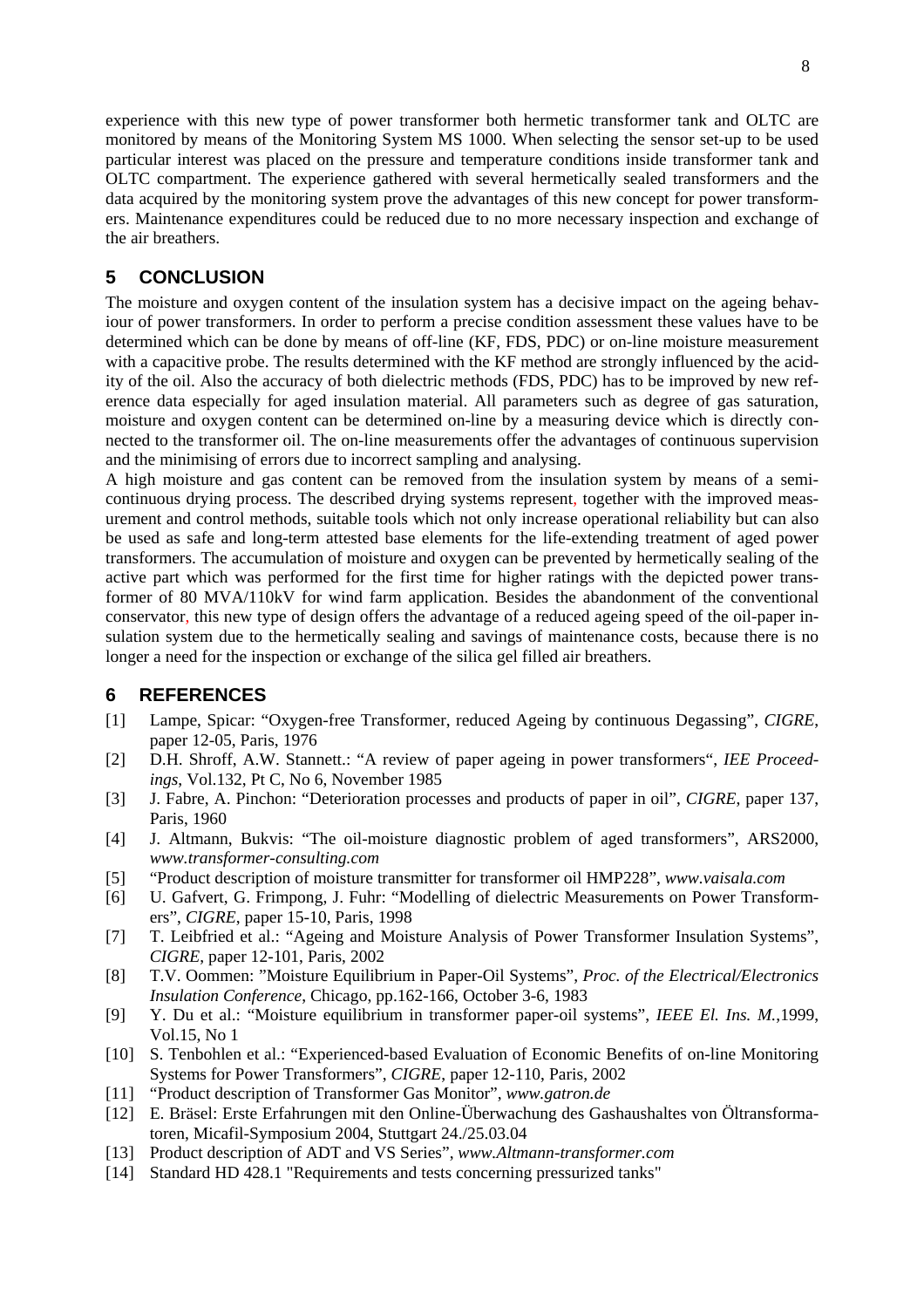experience with this new type of power transformer both hermetic transformer tank and OLTC are monitored by means of the Monitoring System MS 1000. When selecting the sensor set-up to be used particular interest was placed on the pressure and temperature conditions inside transformer tank and OLTC compartment. The experience gathered with several hermetically sealed transformers and the data acquired by the monitoring system prove the advantages of this new concept for power transformers. Maintenance expenditures could be reduced due to no more necessary inspection and exchange of the air breathers.

# 5 CONCLUSION

The moisture and oxygen content of the insulation system has a decisive impact on the ageing behaviour of power transformers. In order to perform a precise condition assessment these values have to be determined which can be done by means of off-line (KF, FDS, PDC) or on-line moisture measurement with a capacitive probe. The results determined with the KF method are strongly influenced by the acidity of the oil. Also the accuracy of both dielectric methods (FDS, PDC) has to be improved by new reference data especially for aged insulation material. All parameters such as degree of gas saturation, moisture and oxygen content can be determined on-line by a measuring device which is directly connected to the transformer oil. The on-line measurements offer the advantages of continuous supervision and the minimising of errors due to incorrect sampling and analysing.

A high moisture and gas content can be removed from the insulation system by means of a semi-continuous drying process. The described drying systems represent, together with the improved measurement and control methods, suitable tools which not only increase operational reliability but can also be used as safe and long-term attested base elements for the life-extending treatment of aged power transformers. The accumulation of moisture and oxygen can be prevented by hermetically sealing of the active part which was performed for the first time for higher ratings with the depicted power transformer of 80 MVA/110kV for wind farm application. Besides the abandonment of the conventional conservator, this new type of design offers the advantage of a reduced ageing speed of the oil-paper insulation system due to the hermetically sealing and savings of maintenance costs, because there is no longer a need for the inspection or exchange of the silica gel filled air breathers.

# 6 REFERENCES

[1] Lampe, Spicar: "Oxygen-free Transformer, reduced Ageing by continuous Degassing", *CIGRE*, paper 12-05, Paris, 1976

[2] D.H. Shroff, A.W. Stannett.: "A review of paper ageing in power transformers", *IEE Proceedings*, Vol.132, Pt C, No 6, November 1985

[3] J. Fabre, A. Pinchon: "Deterioration processes and products of paper in oil", *CIGRE*, paper 137, Paris, 1960

[4] J. Altmann, Bukvis: "The oil-moisture diagnostic problem of aged transformers", ARS2000, *www.transformer-consulting.com*

[5] "Product description of moisture transmitter for transformer oil HMP228", *www.vaisala.com*

[6] U. Gafvert, G. Frimpong, J. Fuhr: "Modelling of dielectric Measurements on Power Transformers", *CIGRE*, paper 15-10, Paris, 1998

[7] T. Leibfried et al.: "Ageing and Moisture Analysis of Power Transformer Insulation Systems", *CIGRE*, paper 12-101, Paris, 2002

[8] T.V. Oommen: "Moisture Equilibrium in Paper-Oil Systems", *Proc. of the Electrical/Electronics Insulation Conference*, Chicago, pp.162-166, October 3-6, 1983

[9] Y. Du et al.: "Moisture equilibrium in transformer paper-oil systems", *IEEE El. Ins. M.*,1999, Vol.15, No 1

[10] S. Tenbohlen et al.: "Experienced-based Evaluation of Economic Benefits of on-line Monitoring Systems for Power Transformers", *CIGRE*, paper 12-110, Paris, 2002

[11] "Product description of Transformer Gas Monitor", *www.gatron.de*

[12] E. Bräsel: Erste Erfahrungen mit den Online-Überwachung des Gashaushaltes von Öltransformatoren, Micafil-Symposium 2004, Stuttgart 24./25.03.04

[13] Product description of ADT and VS Series", *www.Altmann-transformer.com*

[14] Standard HD 428.1 "Requirements and tests concerning pressurized tanks"